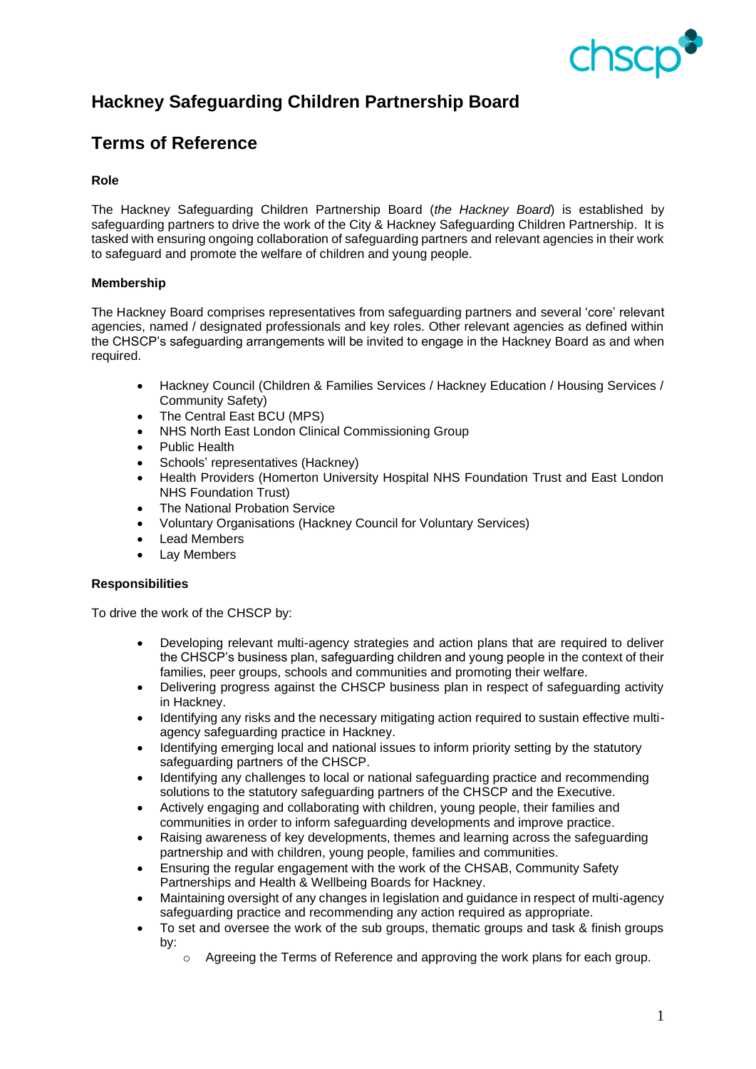# Hackney Safeguarding Children Partnership Board

## Terms of Reference

**Role**

The Hackney Safeguarding Children Partnership Board (*the Hackney Board*) is established by safeguarding partners to drive the work of the City & Hackney Safeguarding Children Partnership. It is tasked with ensuring ongoing collaboration of safeguarding partners and relevant agencies in their work to safeguard and promote the welfare of children and young people.

**Membership**

The Hackney Board comprises representatives from safeguarding partners and several 'core' relevant agencies, named / designated professionals and key roles. Other relevant agencies as defined within the CHSCP's safeguarding arrangements will be invited to engage in the Hackney Board as and when required.

- Hackney Council (Children & Families Services / Hackney Education / Housing Services / Community Safety)
- The Central East BCU (MPS)
- NHS North East London Clinical Commissioning Group
- Public Health
- Schools' representatives (Hackney)
- Health Providers (Homerton University Hospital NHS Foundation Trust and East London NHS Foundation Trust)
- The National Probation Service
- Voluntary Organisations (Hackney Council for Voluntary Services)
- Lead Members
- Lay Members

**Responsibilities**

To drive the work of the CHSCP by:

- Developing relevant multi-agency strategies and action plans that are required to deliver the CHSCP's business plan, safeguarding children and young people in the context of their families, peer groups, schools and communities and promoting their welfare.
- Delivering progress against the CHSCP business plan in respect of safeguarding activity in Hackney.
- Identifying any risks and the necessary mitigating action required to sustain effective multi-agency safeguarding practice in Hackney.
- Identifying emerging local and national issues to inform priority setting by the statutory safeguarding partners of the CHSCP.
- Identifying any challenges to local or national safeguarding practice and recommending solutions to the statutory safeguarding partners of the CHSCP and the Executive.
- Actively engaging and collaborating with children, young people, their families and communities in order to inform safeguarding developments and improve practice.
- Raising awareness of key developments, themes and learning across the safeguarding partnership and with children, young people, families and communities.
- Ensuring the regular engagement with the work of the CHSAB, Community Safety Partnerships and Health & Wellbeing Boards for Hackney.
- Maintaining oversight of any changes in legislation and guidance in respect of multi-agency safeguarding practice and recommending any action required as appropriate.
- To set and oversee the work of the sub groups, thematic groups and task & finish groups by:
  - Agreeing the Terms of Reference and approving the work plans for each group.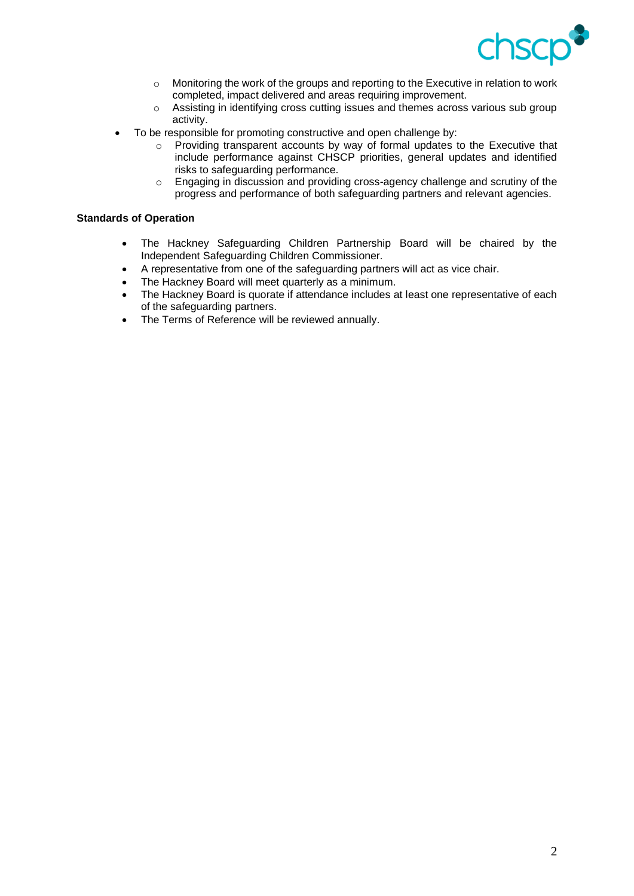- Monitoring the work of the groups and reporting to the Executive in relation to work completed, impact delivered and areas requiring improvement.
  - Assisting in identifying cross cutting issues and themes across various sub group activity.
- To be responsible for promoting constructive and open challenge by:
  - Providing transparent accounts by way of formal updates to the Executive that include performance against CHSCP priorities, general updates and identified risks to safeguarding performance.
  - Engaging in discussion and providing cross-agency challenge and scrutiny of the progress and performance of both safeguarding partners and relevant agencies.

**Standards of Operation**

- The Hackney Safeguarding Children Partnership Board will be chaired by the Independent Safeguarding Children Commissioner.
- A representative from one of the safeguarding partners will act as vice chair.
- The Hackney Board will meet quarterly as a minimum.
- The Hackney Board is quorate if attendance includes at least one representative of each of the safeguarding partners.
- The Terms of Reference will be reviewed annually.